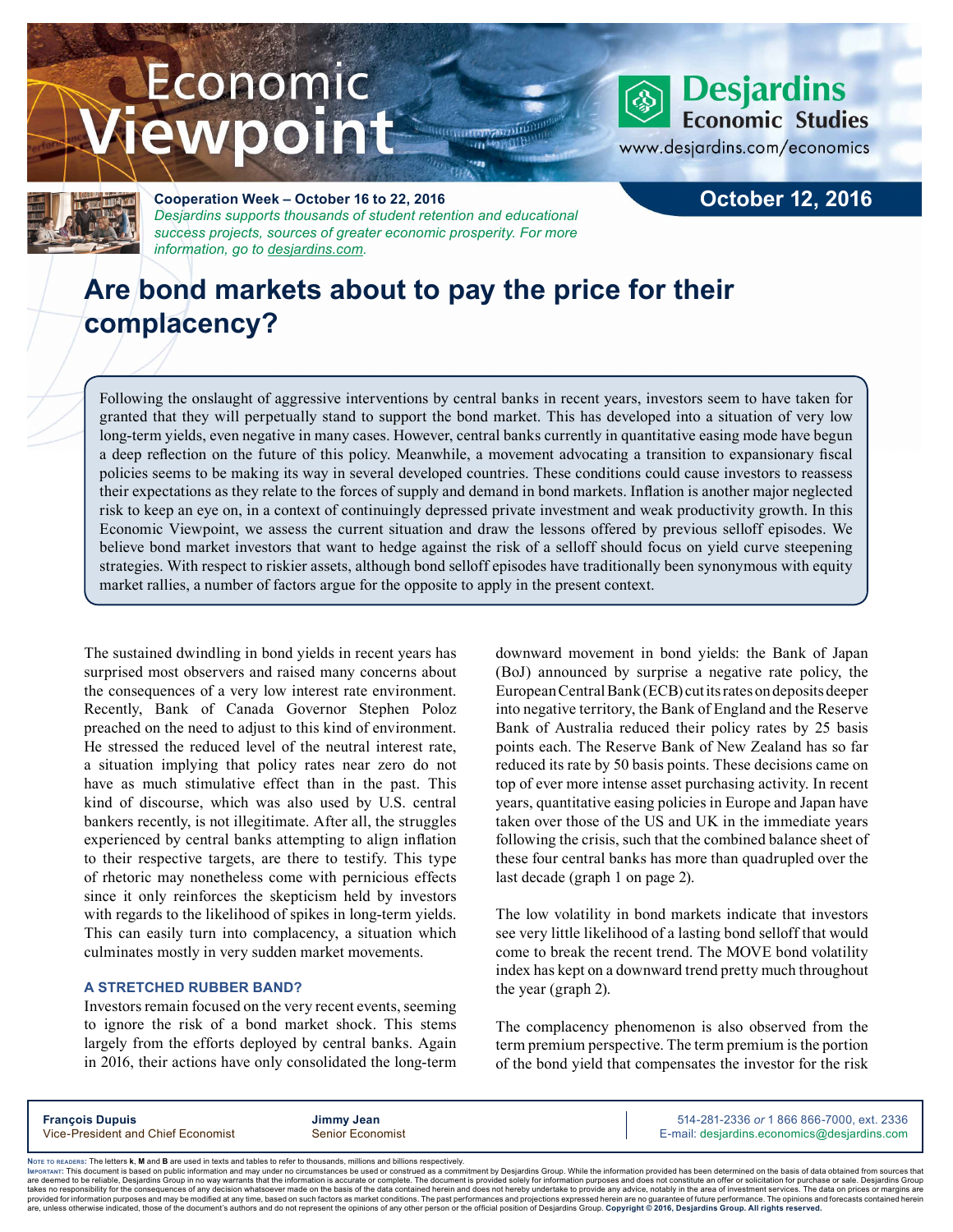Economic Viewpoint

Desjardins Economic Studies
www.desjardins.com/economics

**Cooperation Week – October 16 to 22, 2016**
*Desjardins supports thousands of student retention and educational success projects, sources of greater economic prosperity. For more information, go to desjardins.com.*

**October 12, 2016**

# Are bond markets about to pay the price for their complacency?

Following the onslaught of aggressive interventions by central banks in recent years, investors seem to have taken for granted that they will perpetually stand to support the bond market. This has developed into a situation of very low long-term yields, even negative in many cases. However, central banks currently in quantitative easing mode have begun a deep reflection on the future of this policy. Meanwhile, a movement advocating a transition to expansionary fiscal policies seems to be making its way in several developed countries. These conditions could cause investors to reassess their expectations as they relate to the forces of supply and demand in bond markets. Inflation is another major neglected risk to keep an eye on, in a context of continuingly depressed private investment and weak productivity growth. In this Economic Viewpoint, we assess the current situation and draw the lessons offered by previous selloff episodes. We believe bond market investors that want to hedge against the risk of a selloff should focus on yield curve steepening strategies. With respect to riskier assets, although bond selloff episodes have traditionally been synonymous with equity market rallies, a number of factors argue for the opposite to apply in the present context.

The sustained dwindling in bond yields in recent years has surprised most observers and raised many concerns about the consequences of a very low interest rate environment. Recently, Bank of Canada Governor Stephen Poloz preached on the need to adjust to this kind of environment. He stressed the reduced level of the neutral interest rate, a situation implying that policy rates near zero do not have as much stimulative effect than in the past. This kind of discourse, which was also used by U.S. central bankers recently, is not illegitimate. After all, the struggles experienced by central banks attempting to align inflation to their respective targets, are there to testify. This type of rhetoric may nonetheless come with pernicious effects since it only reinforces the skepticism held by investors with regards to the likelihood of spikes in long-term yields. This can easily turn into complacency, a situation which culminates mostly in very sudden market movements.

## A STRETCHED RUBBER BAND?

Investors remain focused on the very recent events, seeming to ignore the risk of a bond market shock. This stems largely from the efforts deployed by central banks. Again in 2016, their actions have only consolidated the long-term downward movement in bond yields: the Bank of Japan (BoJ) announced by surprise a negative rate policy, the European Central Bank (ECB) cut its rates on deposits deeper into negative territory, the Bank of England and the Reserve Bank of Australia reduced their policy rates by 25 basis points each. The Reserve Bank of New Zealand has so far reduced its rate by 50 basis points. These decisions came on top of ever more intense asset purchasing activity. In recent years, quantitative easing policies in Europe and Japan have taken over those of the US and UK in the immediate years following the crisis, such that the combined balance sheet of these four central banks has more than quadrupled over the last decade (graph 1 on page 2).

The low volatility in bond markets indicate that investors see very little likelihood of a lasting bond selloff that would come to break the recent trend. The MOVE bond volatility index has kept on a downward trend pretty much throughout the year (graph 2).

The complacency phenomenon is also observed from the term premium perspective. The term premium is the portion of the bond yield that compensates the investor for the risk

**François Dupuis**
Vice-President and Chief Economist

**Jimmy Jean**
Senior Economist

514-281-2336 *or* 1 866 866-7000, ext. 2336
E-mail: desjardins.economics@desjardins.com

**Note to readers:** The letters **k**, **M** and **B** are used in texts and tables to refer to thousands, millions and billions respectively.
**Important:** This document is based on public information and may under no circumstances be used or construed as a commitment by Desjardins Group. While the information provided has been determined on the basis of data obtained from sources that are deemed to be reliable, Desjardins Group in no way warrants that the information is accurate or complete. The document is provided solely for information purposes and does not constitute an offer or solicitation for purchase or sale. Desjardins Group takes no responsibility for the consequences of any decision whatsoever made on the basis of the data contained herein and does not hereby undertake to provide any advice, notably in the area of investment services. The data on prices or margins are provided for information purposes and may be modified at any time, based on such factors as market conditions. The past performances and projections expressed herein are no guarantee of future performance. The opinions and forecasts contained herein are, unless otherwise indicated, those of the document's authors and do not represent the opinions of any other person or the official position of Desjardins Group. **Copyright © 2016, Desjardins Group. All rights reserved.**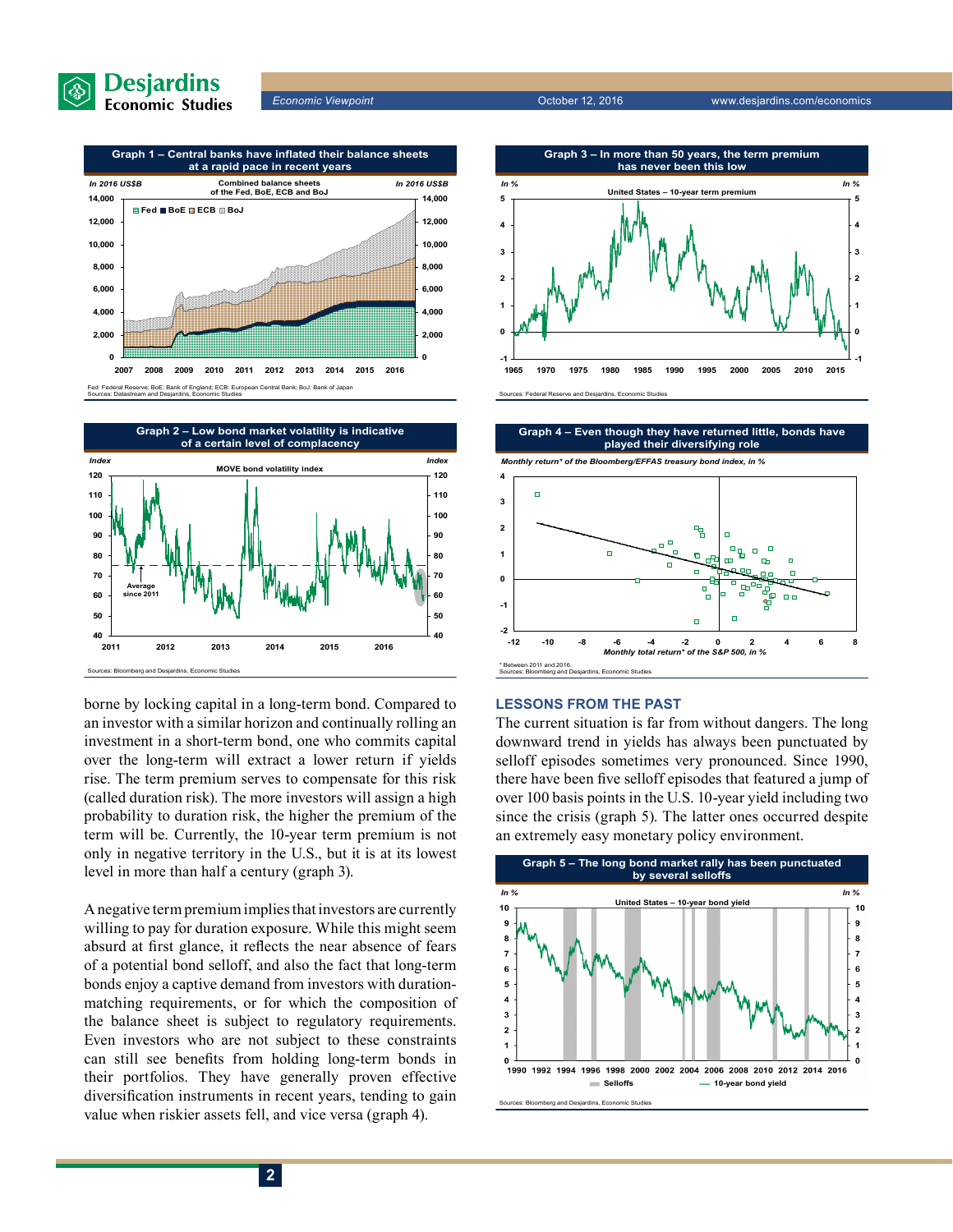**Graph 1 – Central banks have inflated their balance sheets at a rapid pace in recent years**

Fed: Federal Reserve; BoE: Bank of England; ECB: European Central Bank; BoJ: Bank of Japan
Sources: Datastream and Desjardins, Economic Studies

**Graph 2 – Low bond market volatility is indicative of a certain level of complacency**

Sources: Bloomberg and Desjardins, Economic Studies

borne by locking capital in a long-term bond. Compared to an investor with a similar horizon and continually rolling an investment in a short-term bond, one who commits capital over the long-term will extract a lower return if yields rise. The term premium serves to compensate for this risk (called duration risk). The more investors will assign a high probability to duration risk, the higher the premium of the term will be. Currently, the 10-year term premium is not only in negative territory in the U.S., but it is at its lowest level in more than half a century (graph 3).

A negative term premium implies that investors are currently willing to pay for duration exposure. While this might seem absurd at first glance, it reflects the near absence of fears of a potential bond selloff, and also the fact that long-term bonds enjoy a captive demand from investors with duration-matching requirements, or for which the composition of the balance sheet is subject to regulatory requirements. Even investors who are not subject to these constraints can still see benefits from holding long-term bonds in their portfolios. They have generally proven effective diversification instruments in recent years, tending to gain value when riskier assets fell, and vice versa (graph 4).

**Graph 3 – In more than 50 years, the term premium has never been this low**

Sources: Federal Reserve and Desjardins, Economic Studies

**Graph 4 – Even though they have returned little, bonds have played their diversifying role**

\* Between 2011 and 2016.
Sources: Bloomberg and Desjardins, Economic Studies

## LESSONS FROM THE PAST

The current situation is far from without dangers. The long downward trend in yields has always been punctuated by selloff episodes sometimes very pronounced. Since 1990, there have been five selloff episodes that featured a jump of over 100 basis points in the U.S. 10-year yield including two since the crisis (graph 5). The latter ones occurred despite an extremely easy monetary policy environment.

**Graph 5 – The long bond market rally has been punctuated by several selloffs**

Sources: Bloomberg and Desjardins, Economic Studies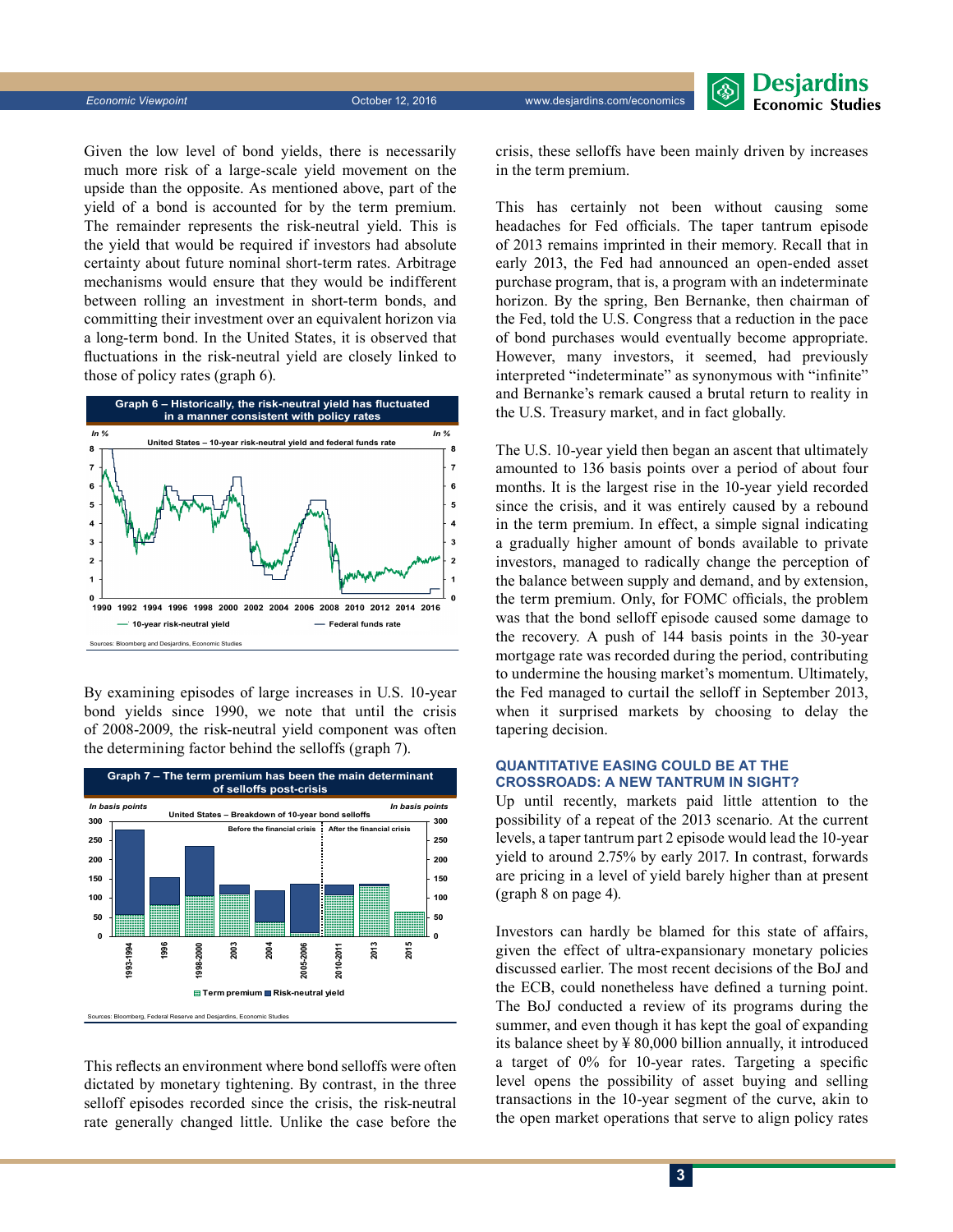Given the low level of bond yields, there is necessarily much more risk of a large-scale yield movement on the upside than the opposite. As mentioned above, part of the yield of a bond is accounted for by the term premium. The remainder represents the risk-neutral yield. This is the yield that would be required if investors had absolute certainty about future nominal short-term rates. Arbitrage mechanisms would ensure that they would be indifferent between rolling an investment in short-term bonds, and committing their investment over an equivalent horizon via a long-term bond. In the United States, it is observed that fluctuations in the risk-neutral yield are closely linked to those of policy rates (graph 6).

**Graph 6 – Historically, the risk-neutral yield has fluctuated in a manner consistent with policy rates**

United States – 10-year risk-neutral yield and federal funds rate

Sources: Bloomberg and Desjardins, Economic Studies

By examining episodes of large increases in U.S. 10-year bond yields since 1990, we note that until the crisis of 2008-2009, the risk-neutral yield component was often the determining factor behind the selloffs (graph 7).

**Graph 7 – The term premium has been the main determinant of selloffs post-crisis**

United States – Breakdown of 10-year bond selloffs

Sources: Bloomberg, Federal Reserve and Desjardins, Economic Studies

This reflects an environment where bond selloffs were often dictated by monetary tightening. By contrast, in the three selloff episodes recorded since the crisis, the risk-neutral rate generally changed little. Unlike the case before the crisis, these selloffs have been mainly driven by increases in the term premium.

This has certainly not been without causing some headaches for Fed officials. The taper tantrum episode of 2013 remains imprinted in their memory. Recall that in early 2013, the Fed had announced an open-ended asset purchase program, that is, a program with an indeterminate horizon. By the spring, Ben Bernanke, then chairman of the Fed, told the U.S. Congress that a reduction in the pace of bond purchases would eventually become appropriate. However, many investors, it seemed, had previously interpreted "indeterminate" as synonymous with "infinite" and Bernanke's remark caused a brutal return to reality in the U.S. Treasury market, and in fact globally.

The U.S. 10-year yield then began an ascent that ultimately amounted to 136 basis points over a period of about four months. It is the largest rise in the 10-year yield recorded since the crisis, and it was entirely caused by a rebound in the term premium. In effect, a simple signal indicating a gradually higher amount of bonds available to private investors, managed to radically change the perception of the balance between supply and demand, and by extension, the term premium. Only, for FOMC officials, the problem was that the bond selloff episode caused some damage to the recovery. A push of 144 basis points in the 30-year mortgage rate was recorded during the period, contributing to undermine the housing market's momentum. Ultimately, the Fed managed to curtail the selloff in September 2013, when it surprised markets by choosing to delay the tapering decision.

## QUANTITATIVE EASING COULD BE AT THE CROSSROADS: A NEW TANTRUM IN SIGHT?

Up until recently, markets paid little attention to the possibility of a repeat of the 2013 scenario. At the current levels, a taper tantrum part 2 episode would lead the 10-year yield to around 2.75% by early 2017. In contrast, forwards are pricing in a level of yield barely higher than at present (graph 8 on page 4).

Investors can hardly be blamed for this state of affairs, given the effect of ultra-expansionary monetary policies discussed earlier. The most recent decisions of the BoJ and the ECB, could nonetheless have defined a turning point. The BoJ conducted a review of its programs during the summer, and even though it has kept the goal of expanding its balance sheet by ¥ 80,000 billion annually, it introduced a target of 0% for 10-year rates. Targeting a specific level opens the possibility of asset buying and selling transactions in the 10-year segment of the curve, akin to the open market operations that serve to align policy rates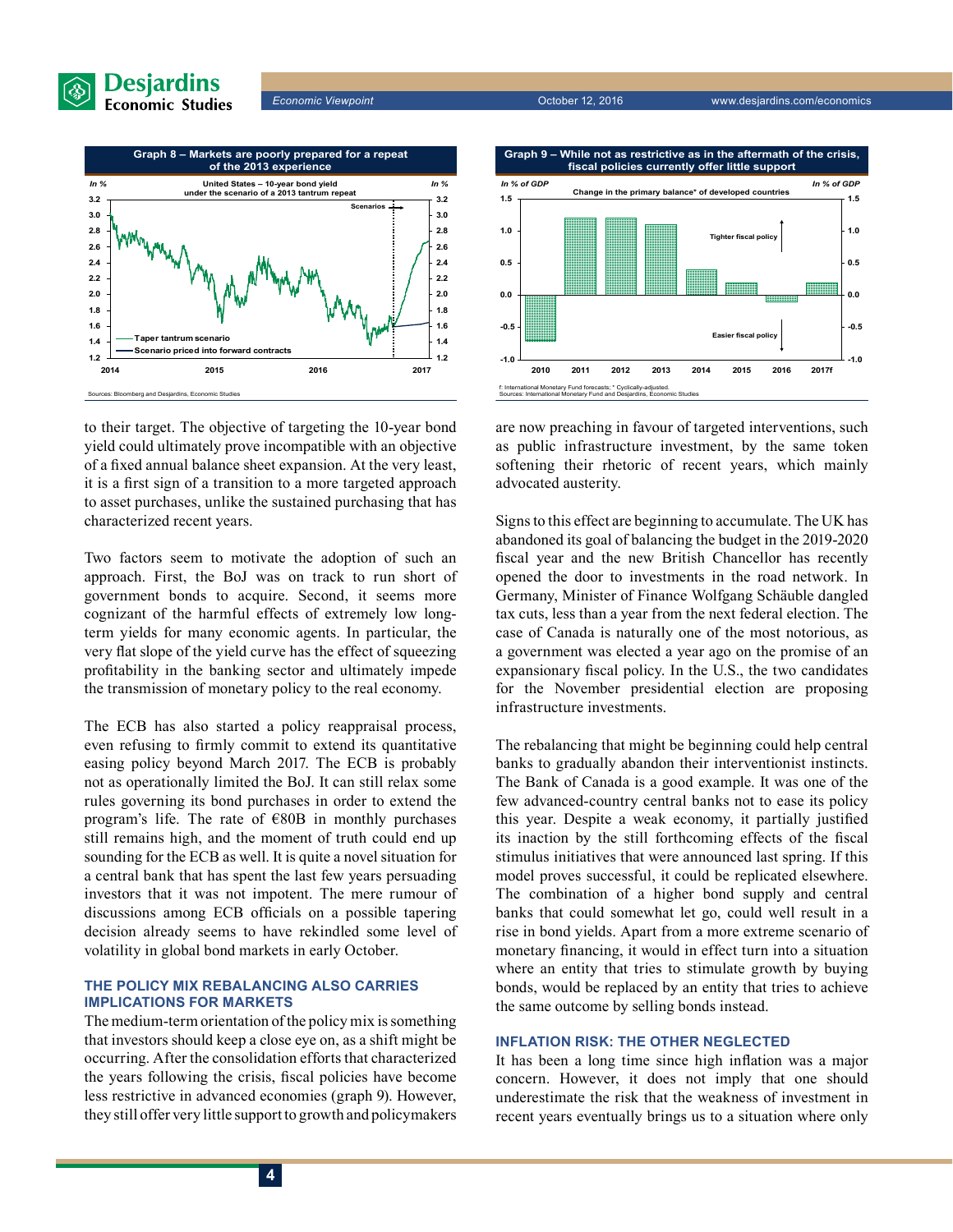**Graph 8 – Markets are poorly prepared for a repeat of the 2013 experience**

United States – 10-year bond yield under the scenario of a 2013 tantrum repeat

Sources: Bloomberg and Desjardins, Economic Studies

**Graph 9 – While not as restrictive as in the aftermath of the crisis, fiscal policies currently offer little support**

Change in the primary balance* of developed countries

f: International Monetary Fund forecasts; * Cyclically-adjusted.
Sources: International Monetary Fund and Desjardins, Economic Studies

to their target. The objective of targeting the 10-year bond yield could ultimately prove incompatible with an objective of a fixed annual balance sheet expansion. At the very least, it is a first sign of a transition to a more targeted approach to asset purchases, unlike the sustained purchasing that has characterized recent years.

Two factors seem to motivate the adoption of such an approach. First, the BoJ was on track to run short of government bonds to acquire. Second, it seems more cognizant of the harmful effects of extremely low long-term yields for many economic agents. In particular, the very flat slope of the yield curve has the effect of squeezing profitability in the banking sector and ultimately impede the transmission of monetary policy to the real economy.

The ECB has also started a policy reappraisal process, even refusing to firmly commit to extend its quantitative easing policy beyond March 2017. The ECB is probably not as operationally limited the BoJ. It can still relax some rules governing its bond purchases in order to extend the program's life. The rate of €80B in monthly purchases still remains high, and the moment of truth could end up sounding for the ECB as well. It is quite a novel situation for a central bank that has spent the last few years persuading investors that it was not impotent. The mere rumour of discussions among ECB officials on a possible tapering decision already seems to have rekindled some level of volatility in global bond markets in early October.

### THE POLICY MIX REBALANCING ALSO CARRIES IMPLICATIONS FOR MARKETS

The medium-term orientation of the policy mix is something that investors should keep a close eye on, as a shift might be occurring. After the consolidation efforts that characterized the years following the crisis, fiscal policies have become less restrictive in advanced economies (graph 9). However, they still offer very little support to growth and policymakers are now preaching in favour of targeted interventions, such as public infrastructure investment, by the same token softening their rhetoric of recent years, which mainly advocated austerity.

Signs to this effect are beginning to accumulate. The UK has abandoned its goal of balancing the budget in the 2019-2020 fiscal year and the new British Chancellor has recently opened the door to investments in the road network. In Germany, Minister of Finance Wolfgang Schäuble dangled tax cuts, less than a year from the next federal election. The case of Canada is naturally one of the most notorious, as a government was elected a year ago on the promise of an expansionary fiscal policy. In the U.S., the two candidates for the November presidential election are proposing infrastructure investments.

The rebalancing that might be beginning could help central banks to gradually abandon their interventionist instincts. The Bank of Canada is a good example. It was one of the few advanced-country central banks not to ease its policy this year. Despite a weak economy, it partially justified its inaction by the still forthcoming effects of the fiscal stimulus initiatives that were announced last spring. If this model proves successful, it could be replicated elsewhere. The combination of a higher bond supply and central banks that could somewhat let go, could well result in a rise in bond yields. Apart from a more extreme scenario of monetary financing, it would in effect turn into a situation where an entity that tries to stimulate growth by buying bonds, would be replaced by an entity that tries to achieve the same outcome by selling bonds instead.

### INFLATION RISK: THE OTHER NEGLECTED

It has been a long time since high inflation was a major concern. However, it does not imply that one should underestimate the risk that the weakness of investment in recent years eventually brings us to a situation where only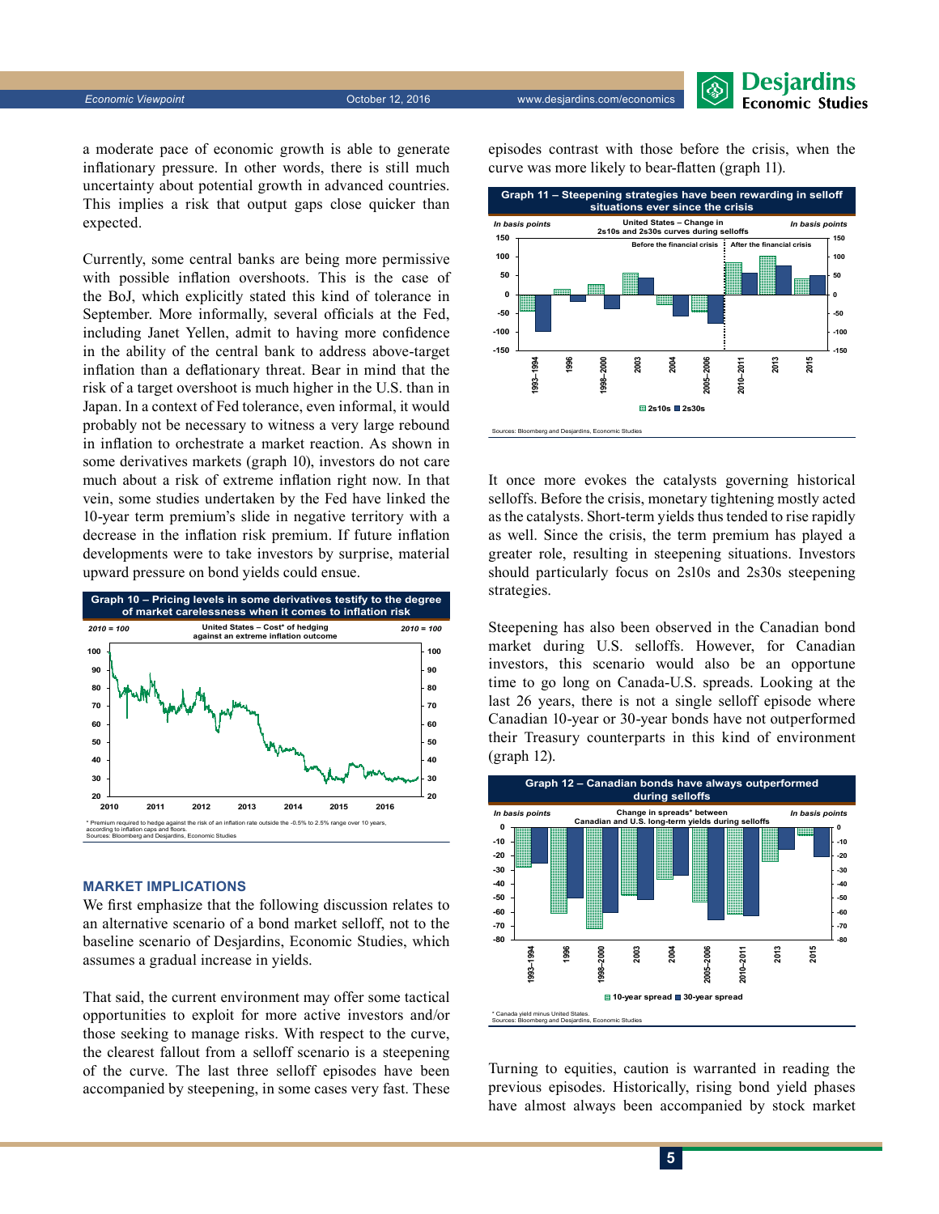a moderate pace of economic growth is able to generate inflationary pressure. In other words, there is still much uncertainty about potential growth in advanced countries. This implies a risk that output gaps close quicker than expected.

Currently, some central banks are being more permissive with possible inflation overshoots. This is the case of the BoJ, which explicitly stated this kind of tolerance in September. More informally, several officials at the Fed, including Janet Yellen, admit to having more confidence in the ability of the central bank to address above-target inflation than a deflationary threat. Bear in mind that the risk of a target overshoot is much higher in the U.S. than in Japan. In a context of Fed tolerance, even informal, it would probably not be necessary to witness a very large rebound in inflation to orchestrate a market reaction. As shown in some derivatives markets (graph 10), investors do not care much about a risk of extreme inflation right now. In that vein, some studies undertaken by the Fed have linked the 10-year term premium's slide in negative territory with a decrease in the inflation risk premium. If future inflation developments were to take investors by surprise, material upward pressure on bond yields could ensue.

**Graph 10 – Pricing levels in some derivatives testify to the degree of market carelessness when it comes to inflation risk**

United States – Cost* of hedging against an extreme inflation outcome (2010 = 100)

\* Premium required to hedge against the risk of an inflation rate outside the -0.5% to 2.5% range over 10 years, according to inflation caps and floors.
Sources: Bloomberg and Desjardins, Economic Studies

## MARKET IMPLICATIONS

We first emphasize that the following discussion relates to an alternative scenario of a bond market selloff, not to the baseline scenario of Desjardins, Economic Studies, which assumes a gradual increase in yields.

That said, the current environment may offer some tactical opportunities to exploit for more active investors and/or those seeking to manage risks. With respect to the curve, the clearest fallout from a selloff scenario is a steepening of the curve. The last three selloff episodes have been accompanied by steepening, in some cases very fast. These episodes contrast with those before the crisis, when the curve was more likely to bear-flatten (graph 11).

**Graph 11 – Steepening strategies have been rewarding in selloff situations ever since the crisis**

United States – Change in 2s10s and 2s30s curves during selloffs (in basis points); episodes: 1993–1994, 1996, 1998–2000, 2003, 2004, 2005–2006 (before the financial crisis); 2010–2011, 2013, 2015 (after the financial crisis). Series: 2s10s, 2s30s.

Sources: Bloomberg and Desjardins, Economic Studies

It once more evokes the catalysts governing historical selloffs. Before the crisis, monetary tightening mostly acted as the catalysts. Short-term yields thus tended to rise rapidly as well. Since the crisis, the term premium has played a greater role, resulting in steepening situations. Investors should particularly focus on 2s10s and 2s30s steepening strategies.

Steepening has also been observed in the Canadian bond market during U.S. selloffs. However, for Canadian investors, this scenario would also be an opportune time to go long on Canada-U.S. spreads. Looking at the last 26 years, there is not a single selloff episode where Canadian 10-year or 30-year bonds have not outperformed their Treasury counterparts in this kind of environment (graph 12).

**Graph 12 – Canadian bonds have always outperformed during selloffs**

Change in spreads* between Canadian and U.S. long-term yields during selloffs (in basis points); episodes: 1993–1994, 1996, 1998–2000, 2003, 2004, 2005–2006, 2010–2011, 2013, 2015. Series: 10-year spread, 30-year spread.

\* Canada yield minus United States.
Sources: Bloomberg and Desjardins, Economic Studies

Turning to equities, caution is warranted in reading the previous episodes. Historically, rising bond yield phases have almost always been accompanied by stock market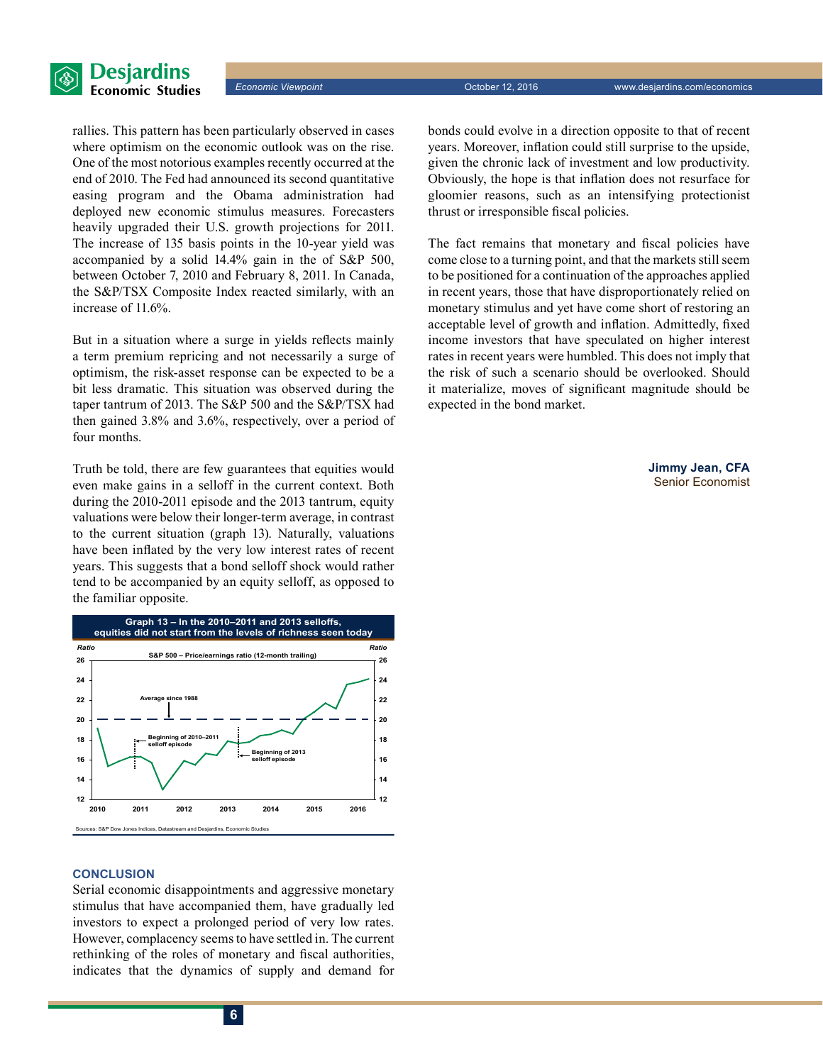rallies. This pattern has been particularly observed in cases where optimism on the economic outlook was on the rise. One of the most notorious examples recently occurred at the end of 2010. The Fed had announced its second quantitative easing program and the Obama administration had deployed new economic stimulus measures. Forecasters heavily upgraded their U.S. growth projections for 2011. The increase of 135 basis points in the 10-year yield was accompanied by a solid 14.4% gain in the of S&P 500, between October 7, 2010 and February 8, 2011. In Canada, the S&P/TSX Composite Index reacted similarly, with an increase of 11.6%.

But in a situation where a surge in yields reflects mainly a term premium repricing and not necessarily a surge of optimism, the risk-asset response can be expected to be a bit less dramatic. This situation was observed during the taper tantrum of 2013. The S&P 500 and the S&P/TSX had then gained 3.8% and 3.6%, respectively, over a period of four months.

Truth be told, there are few guarantees that equities would even make gains in a selloff in the current context. Both during the 2010-2011 episode and the 2013 tantrum, equity valuations were below their longer-term average, in contrast to the current situation (graph 13). Naturally, valuations have been inflated by the very low interest rates of recent years. This suggests that a bond selloff shock would rather tend to be accompanied by an equity selloff, as opposed to the familiar opposite.

**Graph 13 – In the 2010–2011 and 2013 selloffs, equities did not start from the levels of richness seen today**

S&P 500 – Price/earnings ratio (12-month trailing)

Ratio

Average since 1988

Beginning of 2010–2011 selloff episode

Beginning of 2013 selloff episode

12 14 16 18 20 22 24 26

2010 2011 2012 2013 2014 2015 2016

Sources: S&P Dow Jones Indices, Datastream and Desjardins, Economic Studies

## CONCLUSION

Serial economic disappointments and aggressive monetary stimulus that have accompanied them, have gradually led investors to expect a prolonged period of very low rates. However, complacency seems to have settled in. The current rethinking of the roles of monetary and fiscal authorities, indicates that the dynamics of supply and demand for bonds could evolve in a direction opposite to that of recent years. Moreover, inflation could still surprise to the upside, given the chronic lack of investment and low productivity. Obviously, the hope is that inflation does not resurface for gloomier reasons, such as an intensifying protectionist thrust or irresponsible fiscal policies.

The fact remains that monetary and fiscal policies have come close to a turning point, and that the markets still seem to be positioned for a continuation of the approaches applied in recent years, those that have disproportionately relied on monetary stimulus and yet have come short of restoring an acceptable level of growth and inflation. Admittedly, fixed income investors that have speculated on higher interest rates in recent years were humbled. This does not imply that the risk of such a scenario should be overlooked. Should it materialize, moves of significant magnitude should be expected in the bond market.

**Jimmy Jean, CFA**
Senior Economist